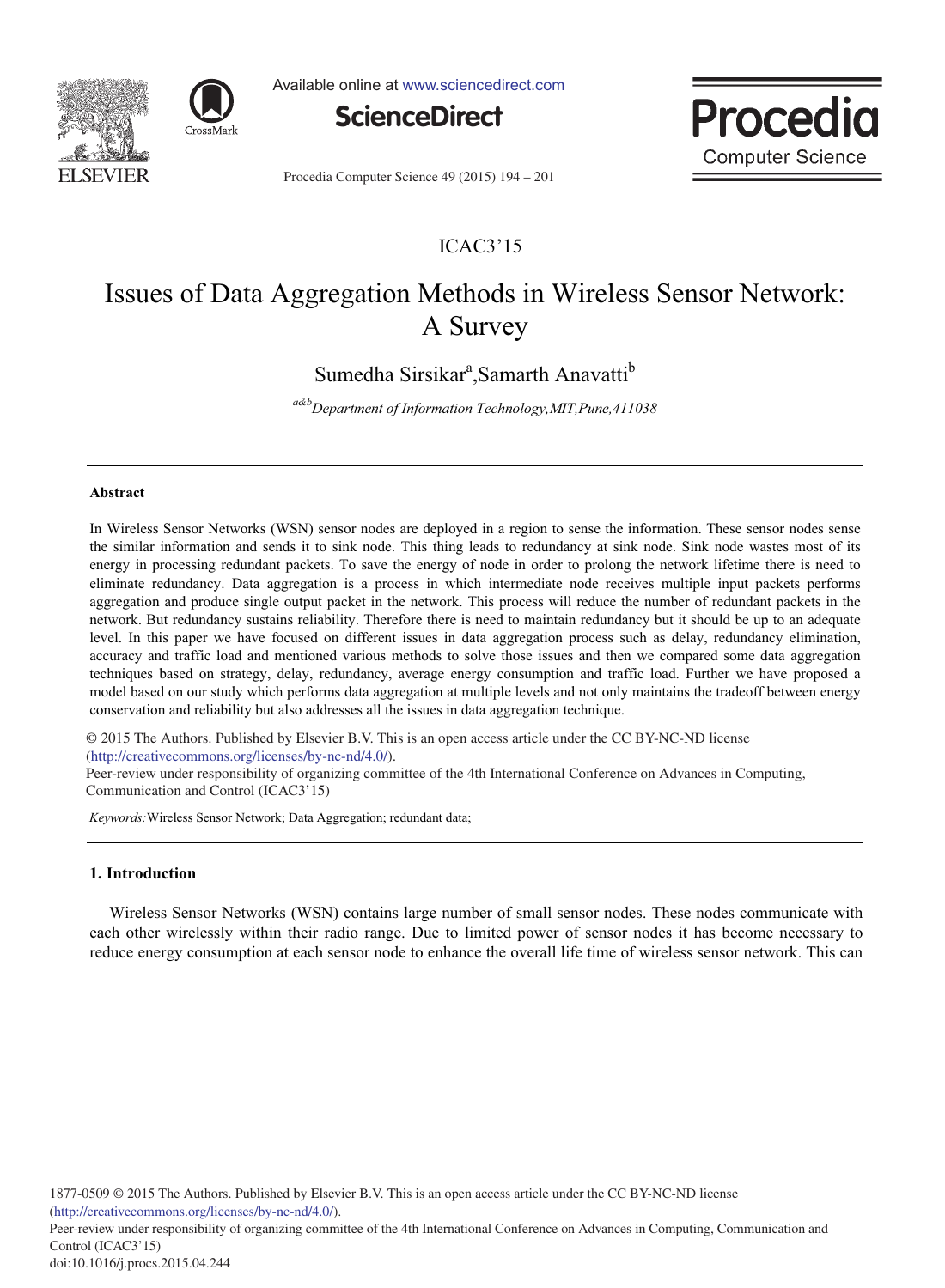ICAC3'15

# Issues of Data Aggregation Methods in Wireless Sensor Network: A Survey

Sumedha Sirsikar[a],Samarth Anavatti[b]

[a&b]*Department of Information Technology,MIT,Pune,411038*

---

**Abstract**

In Wireless Sensor Networks (WSN) sensor nodes are deployed in a region to sense the information. These sensor nodes sense the similar information and sends it to sink node. This thing leads to redundancy at sink node. Sink node wastes most of its energy in processing redundant packets. To save the energy of node in order to prolong the network lifetime there is need to eliminate redundancy. Data aggregation is a process in which intermediate node receives multiple input packets performs aggregation and produce single output packet in the network. This process will reduce the number of redundant packets in the network. But redundancy sustains reliability. Therefore there is need to maintain redundancy but it should be up to an adequate level. In this paper we have focused on different issues in data aggregation process such as delay, redundancy elimination, accuracy and traffic load and mentioned various methods to solve those issues and then we compared some data aggregation techniques based on strategy, delay, redundancy, average energy consumption and traffic load. Further we have proposed a model based on our study which performs data aggregation at multiple levels and not only maintains the tradeoff between energy conservation and reliability but also addresses all the issues in data aggregation technique.

© 2015 The Authors. Published by Elsevier B.V. This is an open access article under the CC BY-NC-ND license (http://creativecommons.org/licenses/by-nc-nd/4.0/).
Peer-review under responsibility of organizing committee of the 4th International Conference on Advances in Computing, Communication and Control (ICAC3'15)

*Keywords:*Wireless Sensor Network; Data Aggregation; redundant data;

---

## 1. Introduction

Wireless Sensor Networks (WSN) contains large number of small sensor nodes. These nodes communicate with each other wirelessly within their radio range. Due to limited power of sensor nodes it has become necessary to reduce energy consumption at each sensor node to enhance the overall life time of wireless sensor network. This can

1877-0509 © 2015 The Authors. Published by Elsevier B.V. This is an open access article under the CC BY-NC-ND license (http://creativecommons.org/licenses/by-nc-nd/4.0/).
Peer-review under responsibility of organizing committee of the 4th International Conference on Advances in Computing, Communication and Control (ICAC3'15)
doi:10.1016/j.procs.2015.04.244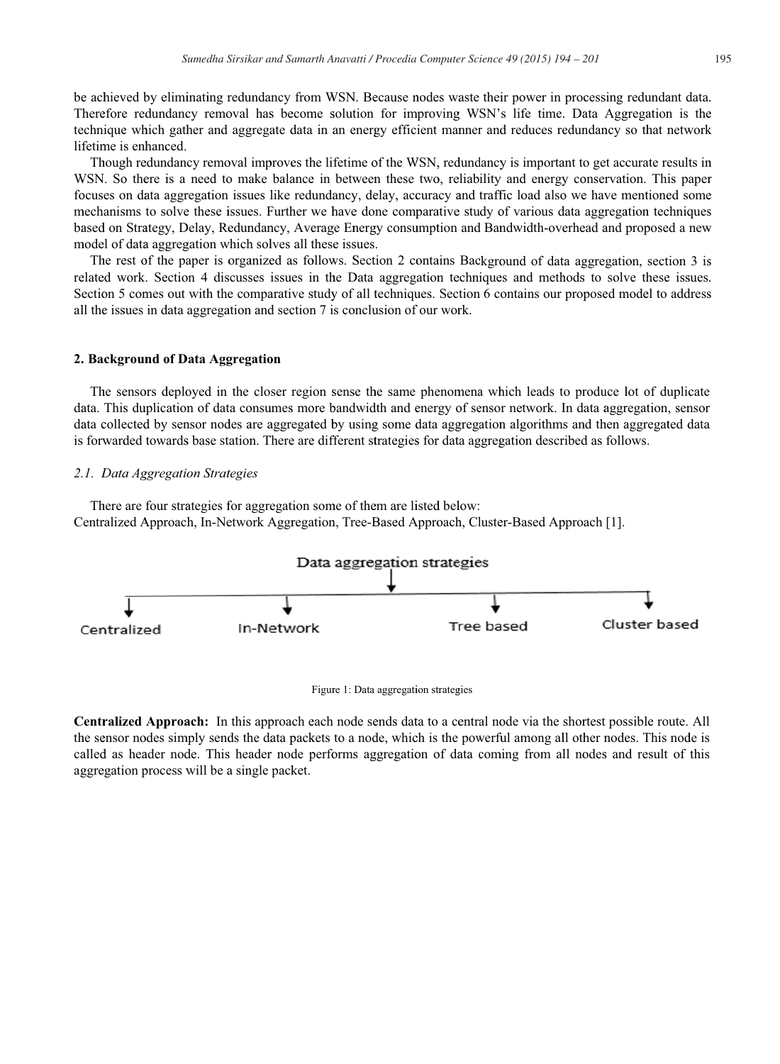be achieved by eliminating redundancy from WSN. Because nodes waste their power in processing redundant data. Therefore redundancy removal has become solution for improving WSN's life time. Data Aggregation is the technique which gather and aggregate data in an energy efficient manner and reduces redundancy so that network lifetime is enhanced.

Though redundancy removal improves the lifetime of the WSN, redundancy is important to get accurate results in WSN. So there is a need to make balance in between these two, reliability and energy conservation. This paper focuses on data aggregation issues like redundancy, delay, accuracy and traffic load also we have mentioned some mechanisms to solve these issues. Further we have done comparative study of various data aggregation techniques based on Strategy, Delay, Redundancy, Average Energy consumption and Bandwidth-overhead and proposed a new model of data aggregation which solves all these issues.

The rest of the paper is organized as follows. Section 2 contains Background of data aggregation, section 3 is related work. Section 4 discusses issues in the Data aggregation techniques and methods to solve these issues. Section 5 comes out with the comparative study of all techniques. Section 6 contains our proposed model to address all the issues in data aggregation and section 7 is conclusion of our work.

## 2. Background of Data Aggregation

The sensors deployed in the closer region sense the same phenomena which leads to produce lot of duplicate data. This duplication of data consumes more bandwidth and energy of sensor network. In data aggregation, sensor data collected by sensor nodes are aggregated by using some data aggregation algorithms and then aggregated data is forwarded towards base station. There are different strategies for data aggregation described as follows.

### *2.1. Data Aggregation Strategies*

There are four strategies for aggregation some of them are listed below:
Centralized Approach, In-Network Aggregation, Tree-Based Approach, Cluster-Based Approach [1].

Data aggregation strategies: Centralized, In-Network, Tree based, Cluster based

Figure 1: Data aggregation strategies

**Centralized Approach:** In this approach each node sends data to a central node via the shortest possible route. All the sensor nodes simply sends the data packets to a node, which is the powerful among all other nodes. This node is called as header node. This header node performs aggregation of data coming from all nodes and result of this aggregation process will be a single packet.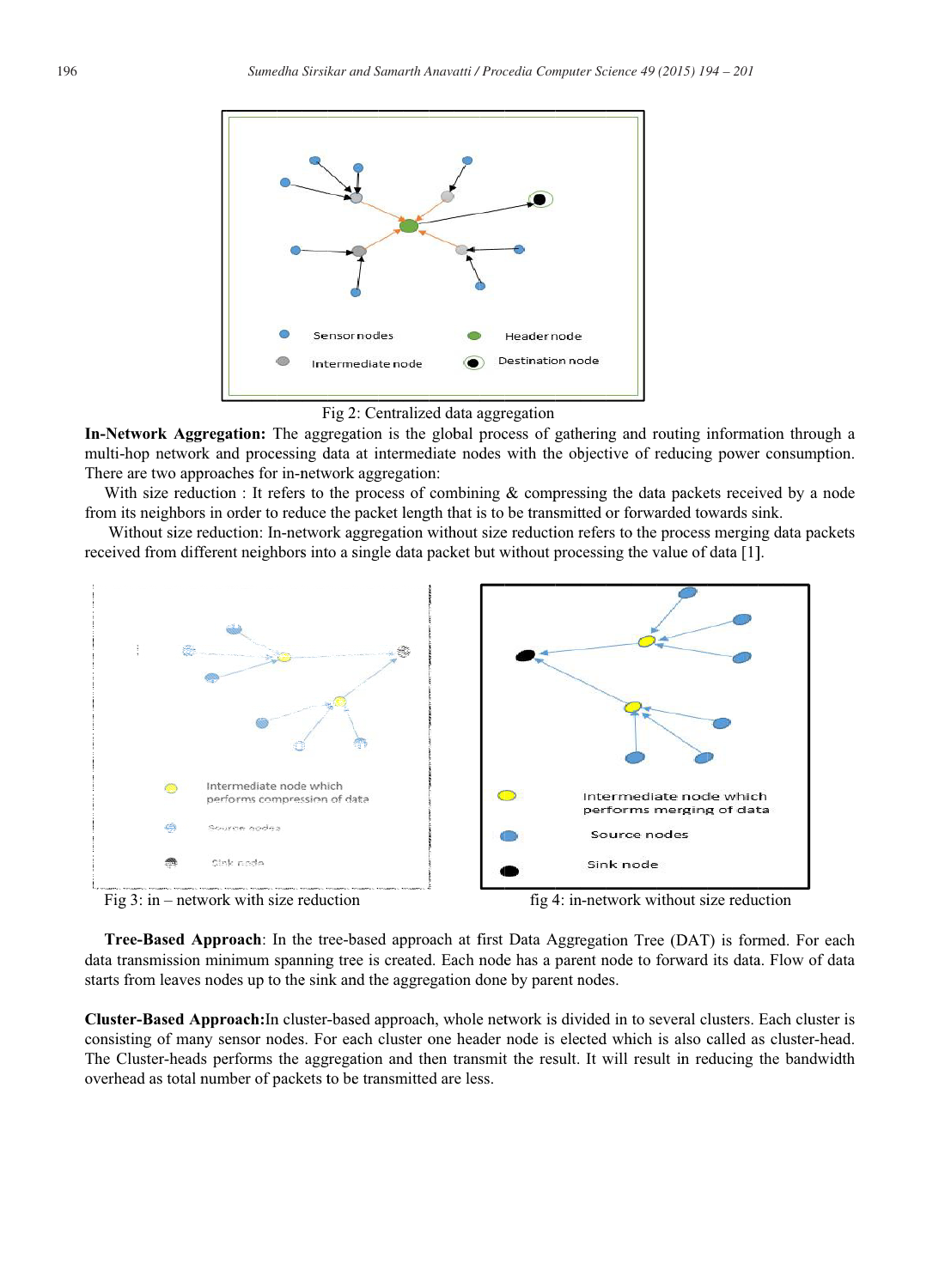Fig 2: Centralized data aggregation

**In-Network Aggregation:** The aggregation is the global process of gathering and routing information through a multi-hop network and processing data at intermediate nodes with the objective of reducing power consumption. There are two approaches for in-network aggregation:

With size reduction : It refers to the process of combining & compressing the data packets received by a node from its neighbors in order to reduce the packet length that is to be transmitted or forwarded towards sink.

Without size reduction: In-network aggregation without size reduction refers to the process merging data packets received from different neighbors into a single data packet but without processing the value of data [1].

Fig 3: in – network with size reduction

fig 4: in-network without size reduction

**Tree-Based Approach**: In the tree-based approach at first Data Aggregation Tree (DAT) is formed. For each data transmission minimum spanning tree is created. Each node has a parent node to forward its data. Flow of data starts from leaves nodes up to the sink and the aggregation done by parent nodes.

**Cluster-Based Approach:**In cluster-based approach, whole network is divided in to several clusters. Each cluster is consisting of many sensor nodes. For each cluster one header node is elected which is also called as cluster-head. The Cluster-heads performs the aggregation and then transmit the result. It will result in reducing the bandwidth overhead as total number of packets to be transmitted are less.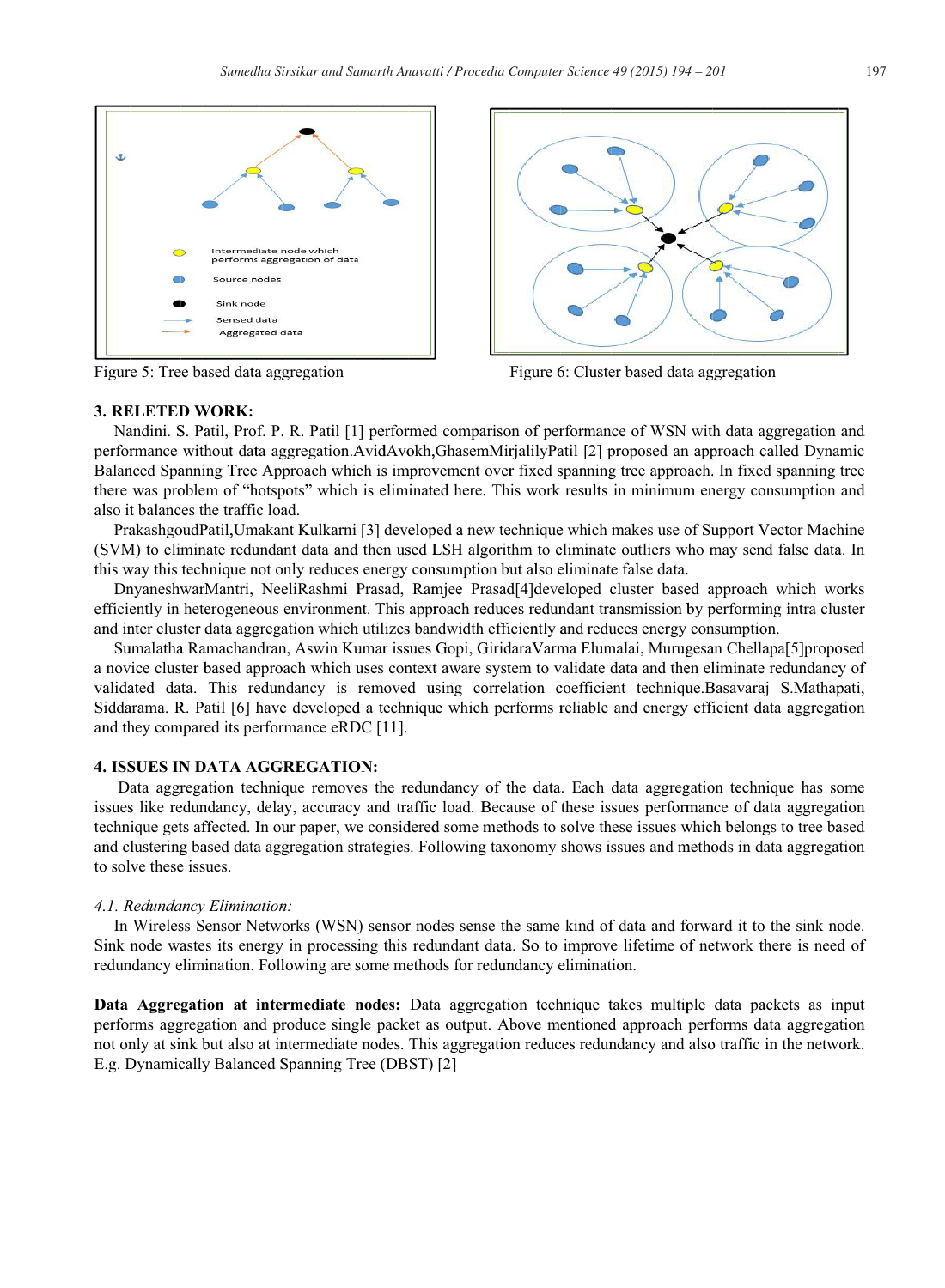Figure 5: Tree based data aggregation

Figure 6: Cluster based data aggregation

## 3. RELETED WORK:

Nandini. S. Patil, Prof. P. R. Patil [1] performed comparison of performance of WSN with data aggregation and performance without data aggregation.AvidAvokh,GhasemMirjalilyPatil [2] proposed an approach called Dynamic Balanced Spanning Tree Approach which is improvement over fixed spanning tree approach. In fixed spanning tree there was problem of "hotspots" which is eliminated here. This work results in minimum energy consumption and also it balances the traffic load.

PrakashgoudPatil,Umakant Kulkarni [3] developed a new technique which makes use of Support Vector Machine (SVM) to eliminate redundant data and then used LSH algorithm to eliminate outliers who may send false data. In this way this technique not only reduces energy consumption but also eliminate false data.

DnyaneshwarMantri, NeeliRashmi Prasad, Ramjee Prasad[4]developed cluster based approach which works efficiently in heterogeneous environment. This approach reduces redundant transmission by performing intra cluster and inter cluster data aggregation which utilizes bandwidth efficiently and reduces energy consumption.

Sumalatha Ramachandran, Aswin Kumar issues Gopi, GiridaraVarma Elumalai, Murugesan Chellapa[5]proposed a novice cluster based approach which uses context aware system to validate data and then eliminate redundancy of validated data. This redundancy is removed using correlation coefficient technique.Basavaraj S.Mathapati, Siddarama. R. Patil [6] have developed a technique which performs reliable and energy efficient data aggregation and they compared its performance eRDC [11].

## 4. ISSUES IN DATA AGGREGATION:

Data aggregation technique removes the redundancy of the data. Each data aggregation technique has some issues like redundancy, delay, accuracy and traffic load. Because of these issues performance of data aggregation technique gets affected. In our paper, we considered some methods to solve these issues which belongs to tree based and clustering based data aggregation strategies. Following taxonomy shows issues and methods in data aggregation to solve these issues.

### *4.1. Redundancy Elimination:*

In Wireless Sensor Networks (WSN) sensor nodes sense the same kind of data and forward it to the sink node. Sink node wastes its energy in processing this redundant data. So to improve lifetime of network there is need of redundancy elimination. Following are some methods for redundancy elimination.

**Data Aggregation at intermediate nodes:** Data aggregation technique takes multiple data packets as input performs aggregation and produce single packet as output. Above mentioned approach performs data aggregation not only at sink but also at intermediate nodes. This aggregation reduces redundancy and also traffic in the network. E.g. Dynamically Balanced Spanning Tree (DBST) [2]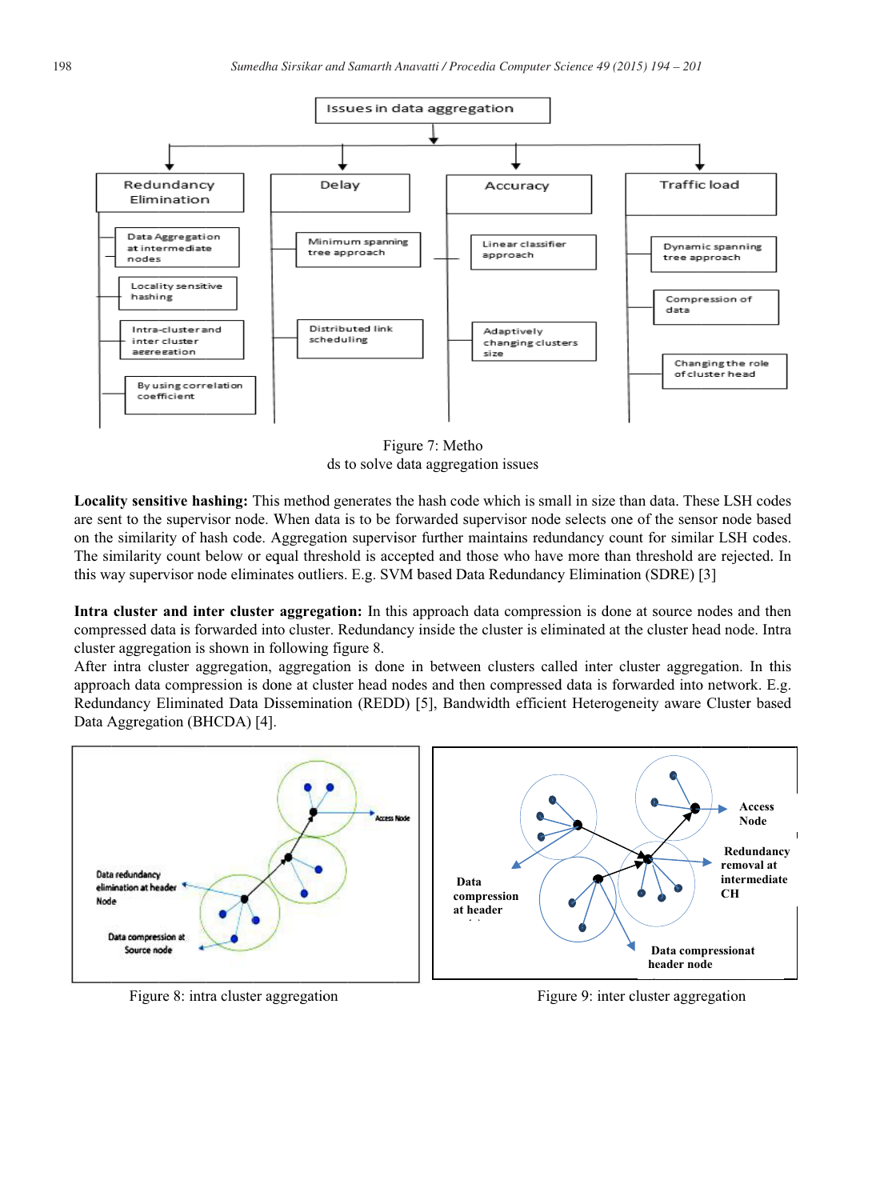Figure 7: Metho
ds to solve data aggregation issues

**Locality sensitive hashing:** This method generates the hash code which is small in size than data. These LSH codes are sent to the supervisor node. When data is to be forwarded supervisor node selects one of the sensor node based on the similarity of hash code. Aggregation supervisor further maintains redundancy count for similar LSH codes. The similarity count below or equal threshold is accepted and those who have more than threshold are rejected. In this way supervisor node eliminates outliers. E.g. SVM based Data Redundancy Elimination (SDRE) [3]

**Intra cluster and inter cluster aggregation:** In this approach data compression is done at source nodes and then compressed data is forwarded into cluster. Redundancy inside the cluster is eliminated at the cluster head node. Intra cluster aggregation is shown in following figure 8.

After intra cluster aggregation, aggregation is done in between clusters called inter cluster aggregation. In this approach data compression is done at cluster head nodes and then compressed data is forwarded into network. E.g. Redundancy Eliminated Data Dissemination (REDD) [5], Bandwidth efficient Heterogeneity aware Cluster based Data Aggregation (BHCDA) [4].

Figure 8: intra cluster aggregation

Figure 9: inter cluster aggregation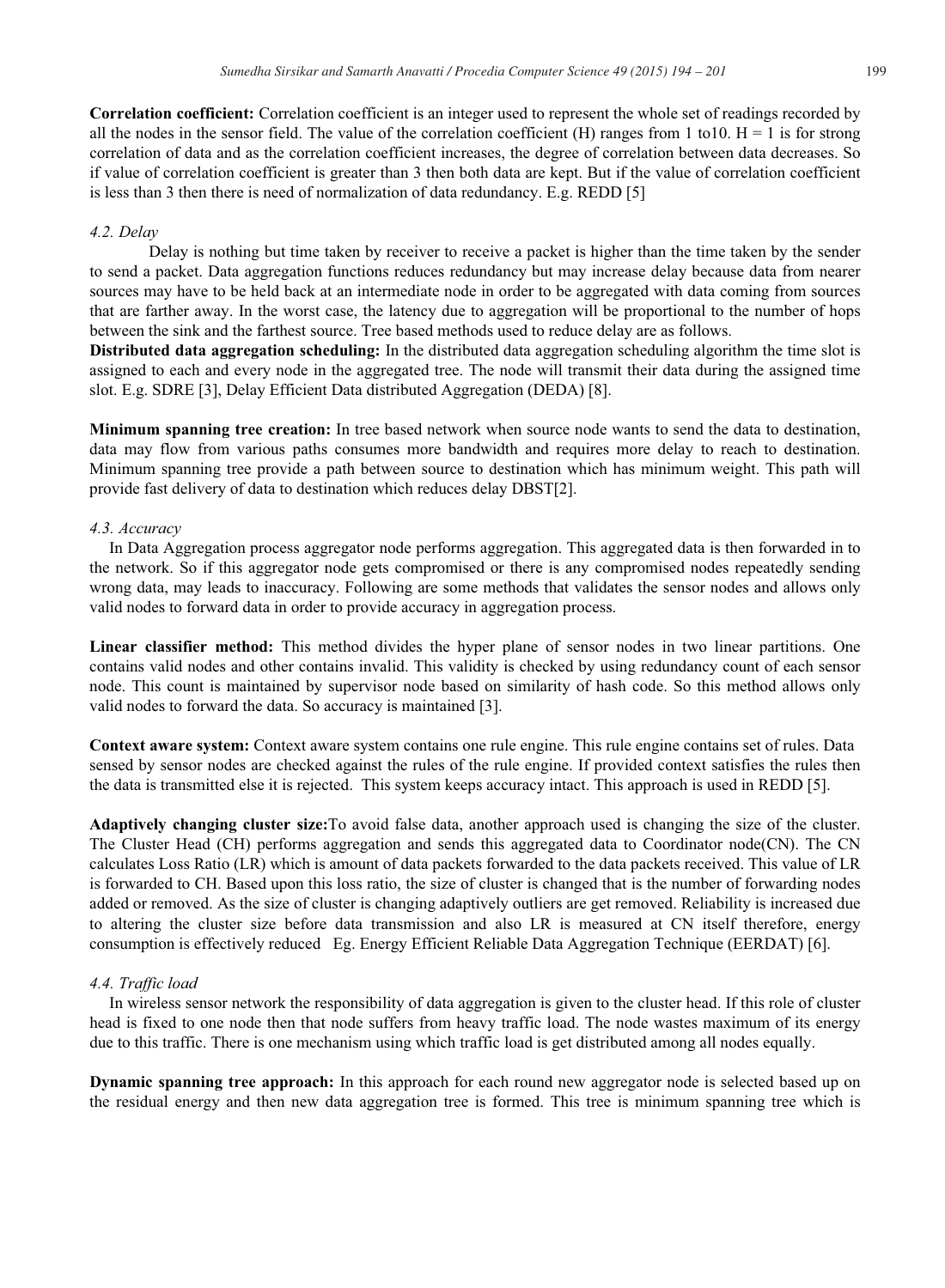**Correlation coefficient:** Correlation coefficient is an integer used to represent the whole set of readings recorded by all the nodes in the sensor field. The value of the correlation coefficient (H) ranges from 1 to10. H = 1 is for strong correlation of data and as the correlation coefficient increases, the degree of correlation between data decreases. So if value of correlation coefficient is greater than 3 then both data are kept. But if the value of correlation coefficient is less than 3 then there is need of normalization of data redundancy. E.g. REDD [5]

### *4.2. Delay*

Delay is nothing but time taken by receiver to receive a packet is higher than the time taken by the sender to send a packet. Data aggregation functions reduces redundancy but may increase delay because data from nearer sources may have to be held back at an intermediate node in order to be aggregated with data coming from sources that are farther away. In the worst case, the latency due to aggregation will be proportional to the number of hops between the sink and the farthest source. Tree based methods used to reduce delay are as follows.

**Distributed data aggregation scheduling:** In the distributed data aggregation scheduling algorithm the time slot is assigned to each and every node in the aggregated tree. The node will transmit their data during the assigned time slot. E.g. SDRE [3], Delay Efficient Data distributed Aggregation (DEDA) [8].

**Minimum spanning tree creation:** In tree based network when source node wants to send the data to destination, data may flow from various paths consumes more bandwidth and requires more delay to reach to destination. Minimum spanning tree provide a path between source to destination which has minimum weight. This path will provide fast delivery of data to destination which reduces delay DBST[2].

### *4.3. Accuracy*

In Data Aggregation process aggregator node performs aggregation. This aggregated data is then forwarded in to the network. So if this aggregator node gets compromised or there is any compromised nodes repeatedly sending wrong data, may leads to inaccuracy. Following are some methods that validates the sensor nodes and allows only valid nodes to forward data in order to provide accuracy in aggregation process.

**Linear classifier method:** This method divides the hyper plane of sensor nodes in two linear partitions. One contains valid nodes and other contains invalid. This validity is checked by using redundancy count of each sensor node. This count is maintained by supervisor node based on similarity of hash code. So this method allows only valid nodes to forward the data. So accuracy is maintained [3].

**Context aware system:** Context aware system contains one rule engine. This rule engine contains set of rules. Data sensed by sensor nodes are checked against the rules of the rule engine. If provided context satisfies the rules then the data is transmitted else it is rejected. This system keeps accuracy intact. This approach is used in REDD [5].

**Adaptively changing cluster size:**To avoid false data, another approach used is changing the size of the cluster. The Cluster Head (CH) performs aggregation and sends this aggregated data to Coordinator node(CN). The CN calculates Loss Ratio (LR) which is amount of data packets forwarded to the data packets received. This value of LR is forwarded to CH. Based upon this loss ratio, the size of cluster is changed that is the number of forwarding nodes added or removed. As the size of cluster is changing adaptively outliers are get removed. Reliability is increased due to altering the cluster size before data transmission and also LR is measured at CN itself therefore, energy consumption is effectively reduced Eg. Energy Efficient Reliable Data Aggregation Technique (EERDAT) [6].

### *4.4. Traffic load*

In wireless sensor network the responsibility of data aggregation is given to the cluster head. If this role of cluster head is fixed to one node then that node suffers from heavy traffic load. The node wastes maximum of its energy due to this traffic. There is one mechanism using which traffic load is get distributed among all nodes equally.

**Dynamic spanning tree approach:** In this approach for each round new aggregator node is selected based up on the residual energy and then new data aggregation tree is formed. This tree is minimum spanning tree which is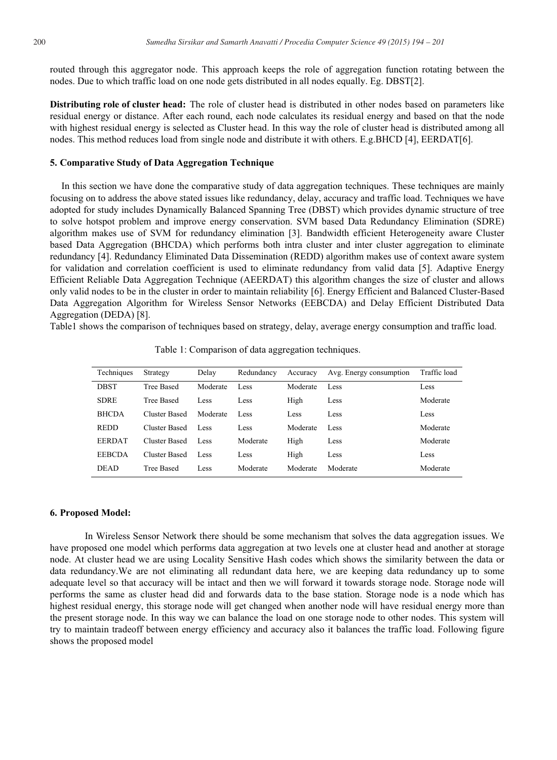routed through this aggregator node. This approach keeps the role of aggregation function rotating between the nodes. Due to which traffic load on one node gets distributed in all nodes equally. Eg. DBST[2].

**Distributing role of cluster head:** The role of cluster head is distributed in other nodes based on parameters like residual energy or distance. After each round, each node calculates its residual energy and based on that the node with highest residual energy is selected as Cluster head. In this way the role of cluster head is distributed among all nodes. This method reduces load from single node and distribute it with others. E.g.BHCD [4], EERDAT[6].

### 5. Comparative Study of Data Aggregation Technique

In this section we have done the comparative study of data aggregation techniques. These techniques are mainly focusing on to address the above stated issues like redundancy, delay, accuracy and traffic load. Techniques we have adopted for study includes Dynamically Balanced Spanning Tree (DBST) which provides dynamic structure of tree to solve hotspot problem and improve energy conservation. SVM based Data Redundancy Elimination (SDRE) algorithm makes use of SVM for redundancy elimination [3]. Bandwidth efficient Heterogeneity aware Cluster based Data Aggregation (BHCDA) which performs both intra cluster and inter cluster aggregation to eliminate redundancy [4]. Redundancy Eliminated Data Dissemination (REDD) algorithm makes use of context aware system for validation and correlation coefficient is used to eliminate redundancy from valid data [5]. Adaptive Energy Efficient Reliable Data Aggregation Technique (AEERDAT) this algorithm changes the size of cluster and allows only valid nodes to be in the cluster in order to maintain reliability [6]. Energy Efficient and Balanced Cluster-Based Data Aggregation Algorithm for Wireless Sensor Networks (EEBCDA) and Delay Efficient Distributed Data Aggregation (DEDA) [8].

Table1 shows the comparison of techniques based on strategy, delay, average energy consumption and traffic load.

Table 1: Comparison of data aggregation techniques.

| Techniques | Strategy | Delay | Redundancy | Accuracy | Avg. Energy consumption | Traffic load |
|---|---|---|---|---|---|---|
| DBST | Tree Based | Moderate | Less | Moderate | Less | Less |
| SDRE | Tree Based | Less | Less | High | Less | Moderate |
| BHCDA | Cluster Based | Moderate | Less | Less | Less | Less |
| REDD | Cluster Based | Less | Less | Moderate | Less | Moderate |
| EERDAT | Cluster Based | Less | Moderate | High | Less | Moderate |
| EEBCDA | Cluster Based | Less | Less | High | Less | Less |
| DEAD | Tree Based | Less | Moderate | Moderate | Moderate | Moderate |

### 6. Proposed Model:

In Wireless Sensor Network there should be some mechanism that solves the data aggregation issues. We have proposed one model which performs data aggregation at two levels one at cluster head and another at storage node. At cluster head we are using Locality Sensitive Hash codes which shows the similarity between the data or data redundancy.We are not eliminating all redundant data here, we are keeping data redundancy up to some adequate level so that accuracy will be intact and then we will forward it towards storage node. Storage node will performs the same as cluster head did and forwards data to the base station. Storage node is a node which has highest residual energy, this storage node will get changed when another node will have residual energy more than the present storage node. In this way we can balance the load on one storage node to other nodes. This system will try to maintain tradeoff between energy efficiency and accuracy also it balances the traffic load. Following figure shows the proposed model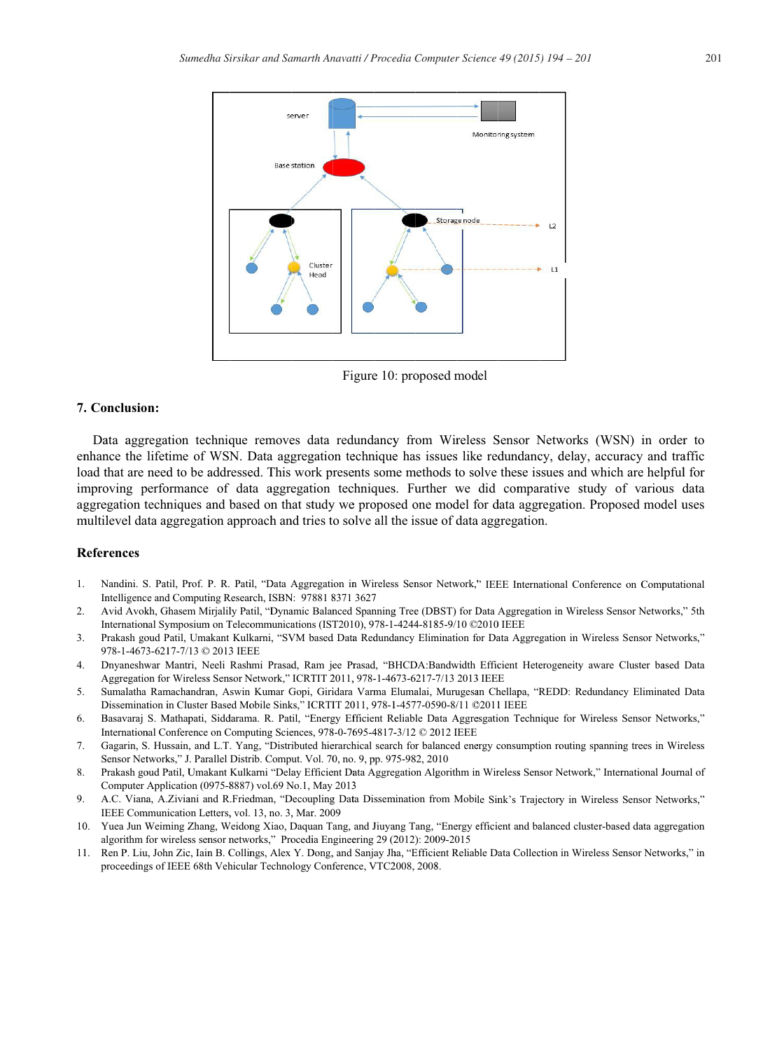server

Monitoring system

Base station

Storage node

L2

Cluster Head

L1

Figure 10: proposed model

## 7. Conclusion:

Data aggregation technique removes data redundancy from Wireless Sensor Networks (WSN) in order to enhance the lifetime of WSN. Data aggregation technique has issues like redundancy, delay, accuracy and traffic load that are need to be addressed. This work presents some methods to solve these issues and which are helpful for improving performance of data aggregation techniques. Further we did comparative study of various data aggregation techniques and based on that study we proposed one model for data aggregation. Proposed model uses multilevel data aggregation approach and tries to solve all the issue of data aggregation.

## References

1. Nandini. S. Patil, Prof. P. R. Patil, "Data Aggregation in Wireless Sensor Network," IEEE International Conference on Computational Intelligence and Computing Research, ISBN: 97881 8371 3627
2. Avid Avokh, Ghasem Mirjalily Patil, "Dynamic Balanced Spanning Tree (DBST) for Data Aggregation in Wireless Sensor Networks," 5th International Symposium on Telecommunications (IST2010), 978-1-4244-8185-9/10 ©2010 IEEE
3. Prakash goud Patil, Umakant Kulkarni, "SVM based Data Redundancy Elimination for Data Aggregation in Wireless Sensor Networks," 978-1-4673-6217-7/13 © 2013 IEEE
4. Dnyaneshwar Mantri, Neeli Rashmi Prasad, Ram jee Prasad, "BHCDA:Bandwidth Efficient Heterogeneity aware Cluster based Data Aggregation for Wireless Sensor Network," ICRTIT 2011, 978-1-4673-6217-7/13 2013 IEEE
5. Sumalatha Ramachandran, Aswin Kumar Gopi, Giridara Varma Elumalai, Murugesan Chellapa, "REDD: Redundancy Eliminated Data Dissemination in Cluster Based Mobile Sinks," ICRTIT 2011, 978-1-4577-0590-8/11 ©2011 IEEE
6. Basavaraj S. Mathapati, Siddarama. R. Patil, "Energy Efficient Reliable Data Aggresgation Technique for Wireless Sensor Networks," International Conference on Computing Sciences, 978-0-7695-4817-3/12 © 2012 IEEE
7. Gagarin, S. Hussain, and L.T. Yang, "Distributed hierarchical search for balanced energy consumption routing spanning trees in Wireless Sensor Networks," J. Parallel Distrib. Comput. Vol. 70, no. 9, pp. 975-982, 2010
8. Prakash goud Patil, Umakant Kulkarni "Delay Efficient Data Aggregation Algorithm in Wireless Sensor Network," International Journal of Computer Application (0975-8887) vol.69 No.1, May 2013
9. A.C. Viana, A.Ziviani and R.Friedman, "Decoupling Data Dissemination from Mobile Sink's Trajectory in Wireless Sensor Networks," IEEE Communication Letters, vol. 13, no. 3, Mar. 2009
10. Yuea Jun Weiming Zhang, Weidong Xiao, Daquan Tang, and Jiuyang Tang, "Energy efficient and balanced cluster-based data aggregation algorithm for wireless sensor networks," Procedia Engineering 29 (2012): 2009-2015
11. Ren P. Liu, John Zic, Iain B. Collings, Alex Y. Dong, and Sanjay Jha, "Efficient Reliable Data Collection in Wireless Sensor Networks," in proceedings of IEEE 68th Vehicular Technology Conference, VTC2008, 2008.